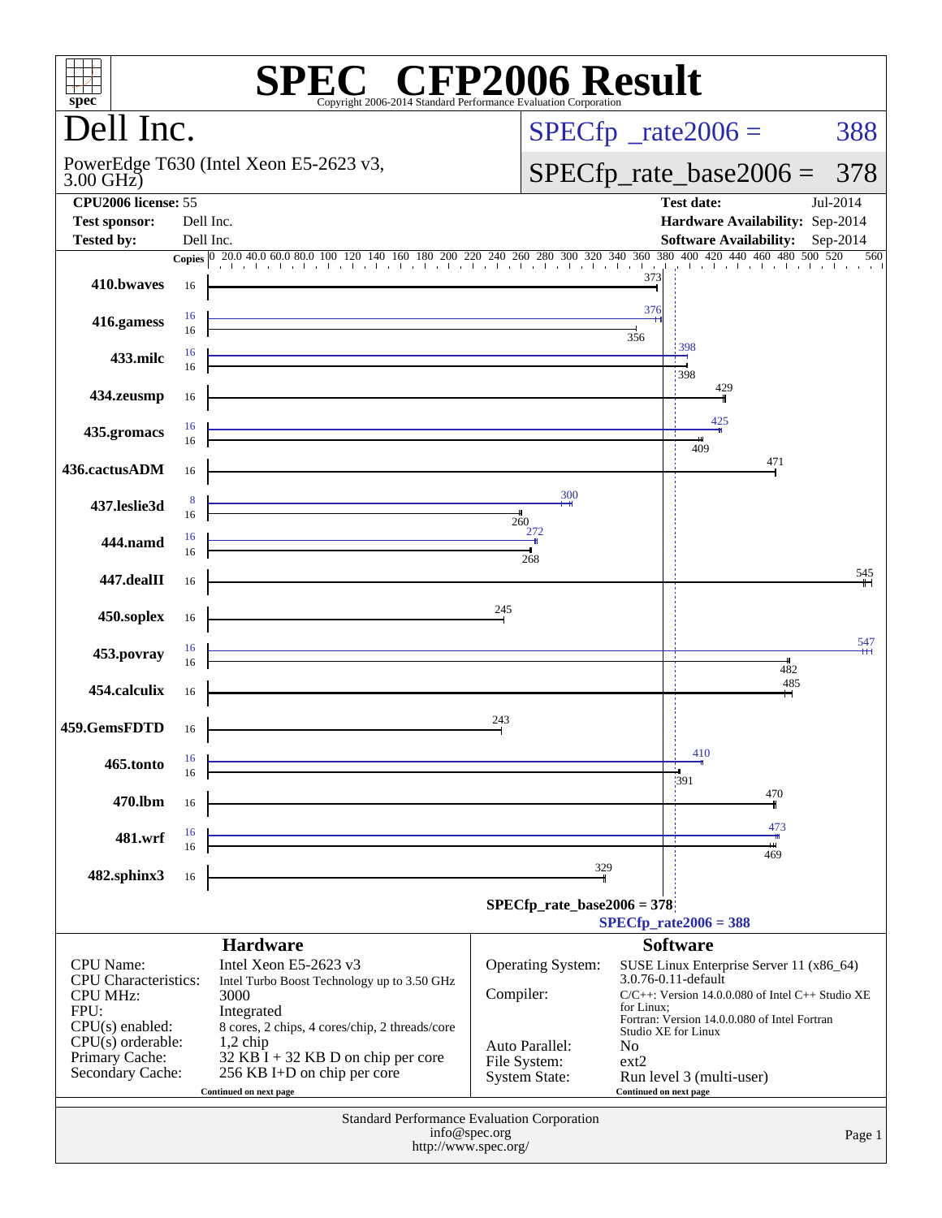# SPEC CFP2006 Result

Copyright 2006-2014 Standard Performance Evaluation Corporation

## Dell Inc.

PowerEdge T630 (Intel Xeon E5-2623 v3, 3.00 GHz)

SPECfp_rate2006 = 388

SPECfp_rate_base2006 = 378

| | | | |
|---|---|---|---|
| **CPU2006 license:** 55 | | **Test date:** | Jul-2014 |
| **Test sponsor:** | Dell Inc. | **Hardware Availability:** | Sep-2014 |
| **Tested by:** | Dell Inc. | **Software Availability:** | Sep-2014 |

| Benchmark | Copies (peak) | Copies (base) | Peak | Base |
|---|---|---|---|---|
| 410.bwaves | | 16 | | 373 |
| 416.gamess | 16 | 16 | 376 | 356 |
| 433.milc | 16 | 16 | 398 | 398 |
| 434.zeusmp | | 16 | | 429 |
| 435.gromacs | 16 | 16 | 425 | 409 |
| 436.cactusADM | | 16 | | 471 |
| 437.leslie3d | 8 | 16 | 300 | 260 |
| 444.namd | 16 | 16 | 272 | 268 |
| 447.dealII | | 16 | | 545 |
| 450.soplex | | 16 | | 245 |
| 453.povray | 16 | 16 | 547 | 482 |
| 454.calculix | | 16 | | 485 |
| 459.GemsFDTD | | 16 | | 243 |
| 465.tonto | 16 | 16 | 410 | 391 |
| 470.lbm | | 16 | | 470 |
| 481.wrf | 16 | 16 | 473 | 469 |
| 482.sphinx3 | | 16 | | 329 |

SPECfp_rate_base2006 = 378

SPECfp_rate2006 = 388

### Hardware

| | |
|---|---|
| CPU Name: | Intel Xeon E5-2623 v3 |
| CPU Characteristics: | Intel Turbo Boost Technology up to 3.50 GHz |
| CPU MHz: | 3000 |
| FPU: | Integrated |
| CPU(s) enabled: | 8 cores, 2 chips, 4 cores/chip, 2 threads/core |
| CPU(s) orderable: | 1,2 chip |
| Primary Cache: | 32 KB I + 32 KB D on chip per core |
| Secondary Cache: | 256 KB I+D on chip per core |

Continued on next page

### Software

| | |
|---|---|
| Operating System: | SUSE Linux Enterprise Server 11 (x86_64) 3.0.76-0.11-default |
| Compiler: | C/C++: Version 14.0.0.080 of Intel C++ Studio XE for Linux; Fortran: Version 14.0.0.080 of Intel Fortran Studio XE for Linux |
| Auto Parallel: | No |
| File System: | ext2 |
| System State: | Run level 3 (multi-user) |

Continued on next page

Standard Performance Evaluation Corporation
info@spec.org
http://www.spec.org/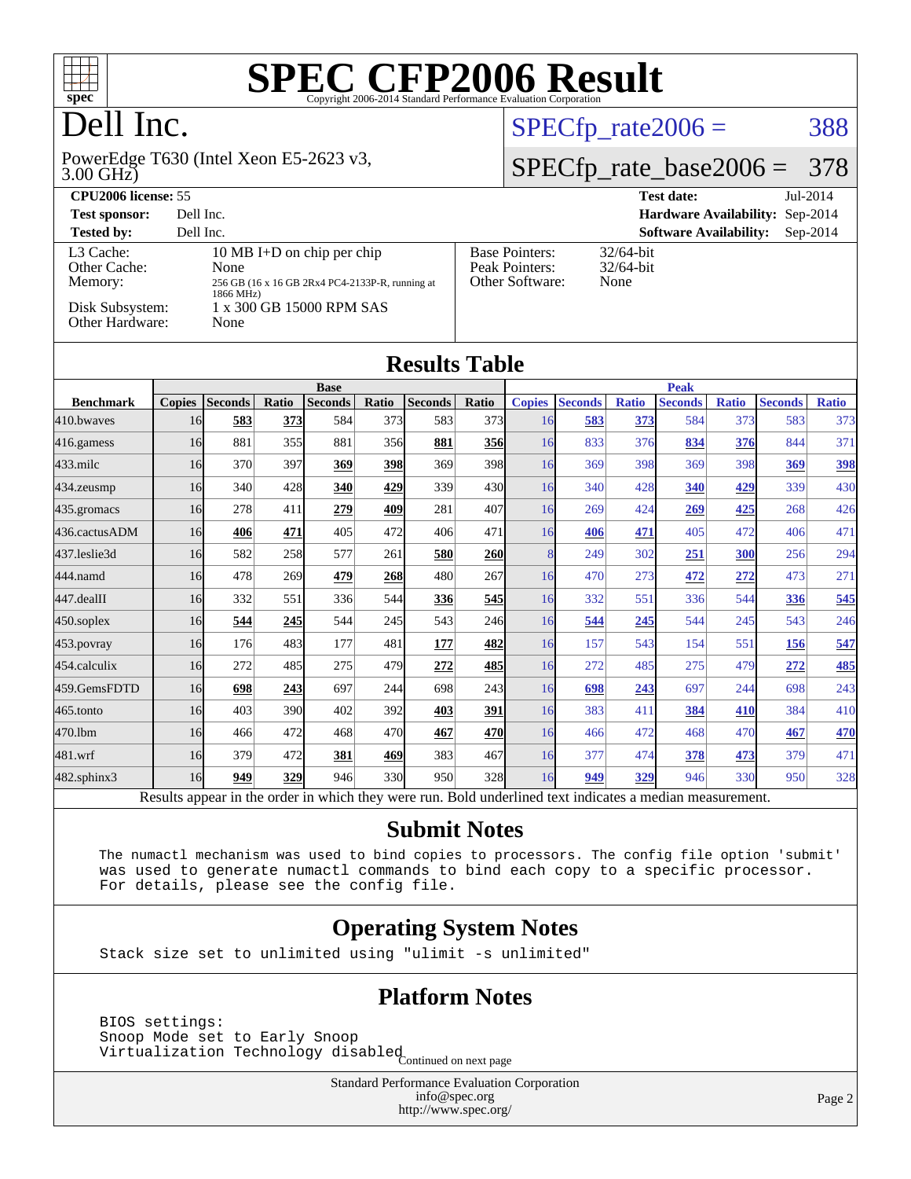# SPEC CFP2006 Result

Copyright 2006-2014 Standard Performance Evaluation Corporation

# Dell Inc.

PowerEdge T630 (Intel Xeon E5-2623 v3, 3.00 GHz)

SPECfp_rate2006 = 388

SPECfp_rate_base2006 = 378

| | | | |
|---|---|---|---|
| **CPU2006 license:** 55 | | **Test date:** | Jul-2014 |
| **Test sponsor:** | Dell Inc. | **Hardware Availability:** | Sep-2014 |
| **Tested by:** | Dell Inc. | **Software Availability:** | Sep-2014 |

| | |
|---|---|
| L3 Cache: | 10 MB I+D on chip per chip |
| Other Cache: | None |
| Memory: | 256 GB (16 x 16 GB 2Rx4 PC4-2133P-R, running at 1866 MHz) |
| Disk Subsystem: | 1 x 300 GB 15000 RPM SAS |
| Other Hardware: | None |

| | |
|---|---|
| Base Pointers: | 32/64-bit |
| Peak Pointers: | 32/64-bit |
| Other Software: | None |

## Results Table

| | Base | | | | | | | Peak | | | | | | |
|---|---|---|---|---|---|---|---|---|---|---|---|---|---|---|
| **Benchmark** | **Copies** | **Seconds** | **Ratio** | **Seconds** | **Ratio** | **Seconds** | **Ratio** | **Copies** | **Seconds** | **Ratio** | **Seconds** | **Ratio** | **Seconds** | **Ratio** |
| 410.bwaves | 16 | **583** | **373** | 584 | 373 | 583 | 373 | 16 | **583** | **373** | 584 | 373 | 583 | 373 |
| 416.gamess | 16 | 881 | 355 | 881 | 356 | **881** | **356** | 16 | 833 | 376 | **834** | **376** | 844 | 371 |
| 433.milc | 16 | 370 | 397 | **369** | **398** | 369 | 398 | 16 | 369 | 398 | 369 | 398 | **369** | **398** |
| 434.zeusmp | 16 | 340 | 428 | **340** | **429** | 339 | 430 | 16 | 340 | 428 | **340** | **429** | 339 | 430 |
| 435.gromacs | 16 | 278 | 411 | **279** | **409** | 281 | 407 | 16 | 269 | 424 | **269** | **425** | 268 | 426 |
| 436.cactusADM | 16 | **406** | **471** | 405 | 472 | 406 | 471 | 16 | **406** | **471** | 405 | 472 | 406 | 471 |
| 437.leslie3d | 16 | 582 | 258 | 577 | 261 | **580** | **260** | 8 | 249 | 302 | **251** | **300** | 256 | 294 |
| 444.namd | 16 | 478 | 269 | **479** | **268** | 480 | 267 | 16 | 470 | 273 | **472** | **272** | 473 | 271 |
| 447.dealII | 16 | 332 | 551 | 336 | 544 | **336** | **545** | 16 | 332 | 551 | 336 | 544 | **336** | **545** |
| 450.soplex | 16 | **544** | **245** | 544 | 245 | 543 | 246 | 16 | **544** | **245** | 544 | 245 | 543 | 246 |
| 453.povray | 16 | 176 | 483 | 177 | 481 | **177** | **482** | 16 | 157 | 543 | 154 | 551 | **156** | **547** |
| 454.calculix | 16 | 272 | 485 | 275 | 479 | **272** | **485** | 16 | 272 | 485 | 275 | 479 | **272** | **485** |
| 459.GemsFDTD | 16 | **698** | **243** | 697 | 244 | 698 | 243 | 16 | **698** | **243** | 697 | 244 | 698 | 243 |
| 465.tonto | 16 | 403 | 390 | 402 | 392 | **403** | **391** | 16 | 383 | 411 | **384** | **410** | 384 | 410 |
| 470.lbm | 16 | 466 | 472 | 468 | 470 | **467** | **470** | 16 | 466 | 472 | 468 | 470 | **467** | **470** |
| 481.wrf | 16 | 379 | 472 | **381** | **469** | 383 | 467 | 16 | 377 | 474 | **378** | **473** | 379 | 471 |
| 482.sphinx3 | 16 | **949** | **329** | 946 | 330 | 950 | 328 | 16 | **949** | **329** | 946 | 330 | 950 | 328 |

Results appear in the order in which they were run. Bold underlined text indicates a median measurement.

## Submit Notes

The numactl mechanism was used to bind copies to processors. The config file option 'submit' was used to generate numactl commands to bind each copy to a specific processor. For details, please see the config file.

## Operating System Notes

Stack size set to unlimited using "ulimit -s unlimited"

## Platform Notes

BIOS settings:
Snoop Mode set to Early Snoop
Virtualization Technology disabled

Continued on next page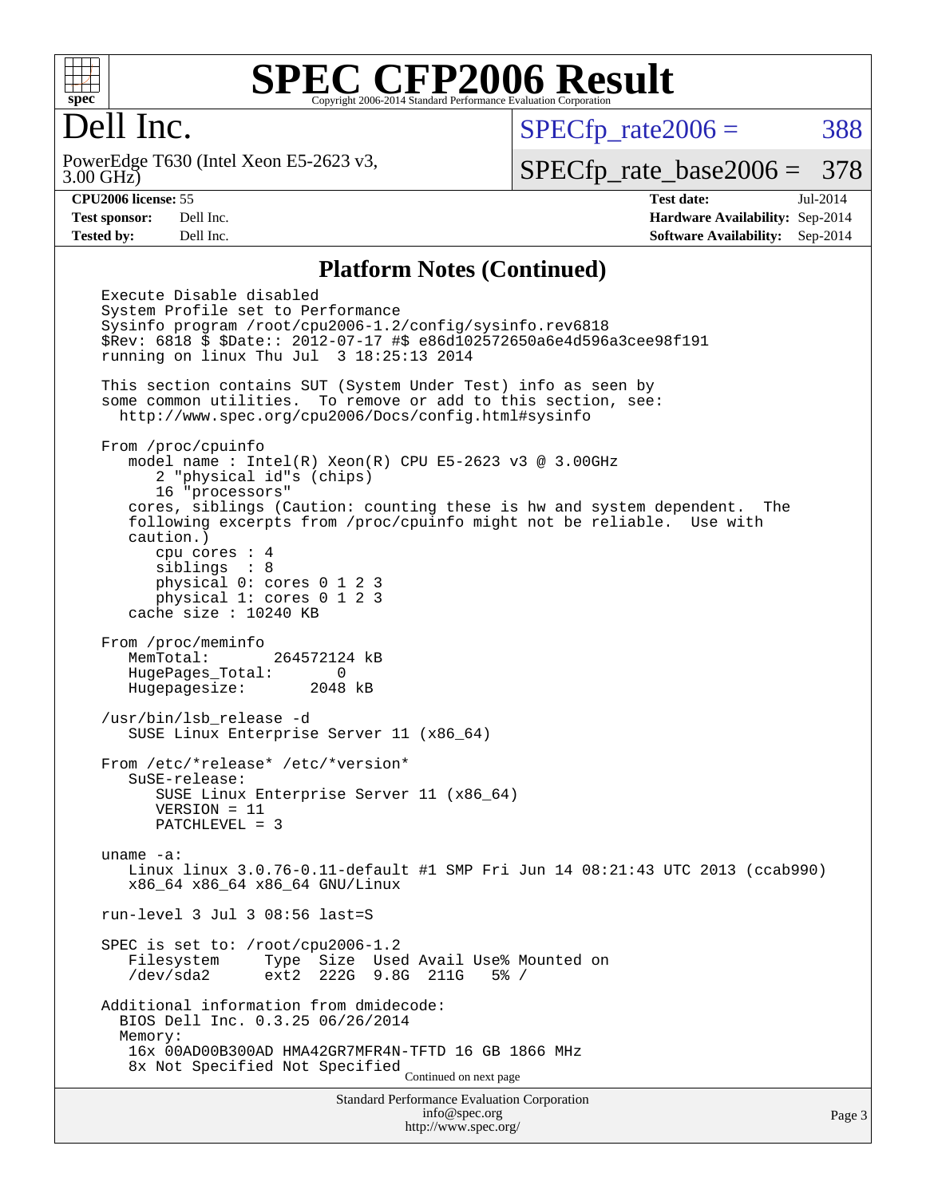# SPEC CFP2006 Result

Copyright 2006-2014 Standard Performance Evaluation Corporation

## Dell Inc.

PowerEdge T630 (Intel Xeon E5-2623 v3, 3.00 GHz)

SPECfp_rate2006 = 388

SPECfp_rate_base2006 = 378

**CPU2006 license:** 55
**Test sponsor:** Dell Inc.
**Tested by:** Dell Inc.

**Test date:** Jul-2014
**Hardware Availability:** Sep-2014
**Software Availability:** Sep-2014

## Platform Notes (Continued)

```
Execute Disable disabled
System Profile set to Performance
Sysinfo program /root/cpu2006-1.2/config/sysinfo.rev6818
$Rev: 6818 $ $Date:: 2012-07-17 #$ e86d102572650a6e4d596a3cee98f191
running on linux Thu Jul  3 18:25:13 2014

This section contains SUT (System Under Test) info as seen by
some common utilities.  To remove or add to this section, see:
  http://www.spec.org/cpu2006/Docs/config.html#sysinfo

From /proc/cpuinfo
   model name : Intel(R) Xeon(R) CPU E5-2623 v3 @ 3.00GHz
      2 "physical id"s (chips)
      16 "processors"
   cores, siblings (Caution: counting these is hw and system dependent.  The
   following excerpts from /proc/cpuinfo might not be reliable.  Use with
   caution.)
      cpu cores : 4
      siblings  : 8
      physical 0: cores 0 1 2 3
      physical 1: cores 0 1 2 3
   cache size : 10240 KB

From /proc/meminfo
   MemTotal:       264572124 kB
   HugePages_Total:       0
   Hugepagesize:       2048 kB

/usr/bin/lsb_release -d
   SUSE Linux Enterprise Server 11 (x86_64)

From /etc/*release* /etc/*version*
   SuSE-release:
      SUSE Linux Enterprise Server 11 (x86_64)
      VERSION = 11
      PATCHLEVEL = 3

uname -a:
   Linux linux 3.0.76-0.11-default #1 SMP Fri Jun 14 08:21:43 UTC 2013 (ccab990)
   x86_64 x86_64 x86_64 GNU/Linux

run-level 3 Jul 3 08:56 last=S

SPEC is set to: /root/cpu2006-1.2
   Filesystem     Type  Size  Used Avail Use% Mounted on
   /dev/sda2      ext2  222G  9.8G  211G   5% /

Additional information from dmidecode:
  BIOS Dell Inc. 0.3.25 06/26/2014
  Memory:
   16x 00AD00B300AD HMA42GR7MFR4N-TFTD 16 GB 1866 MHz
   8x Not Specified Not Specified
```

Continued on next page

Standard Performance Evaluation Corporation
info@spec.org
http://www.spec.org/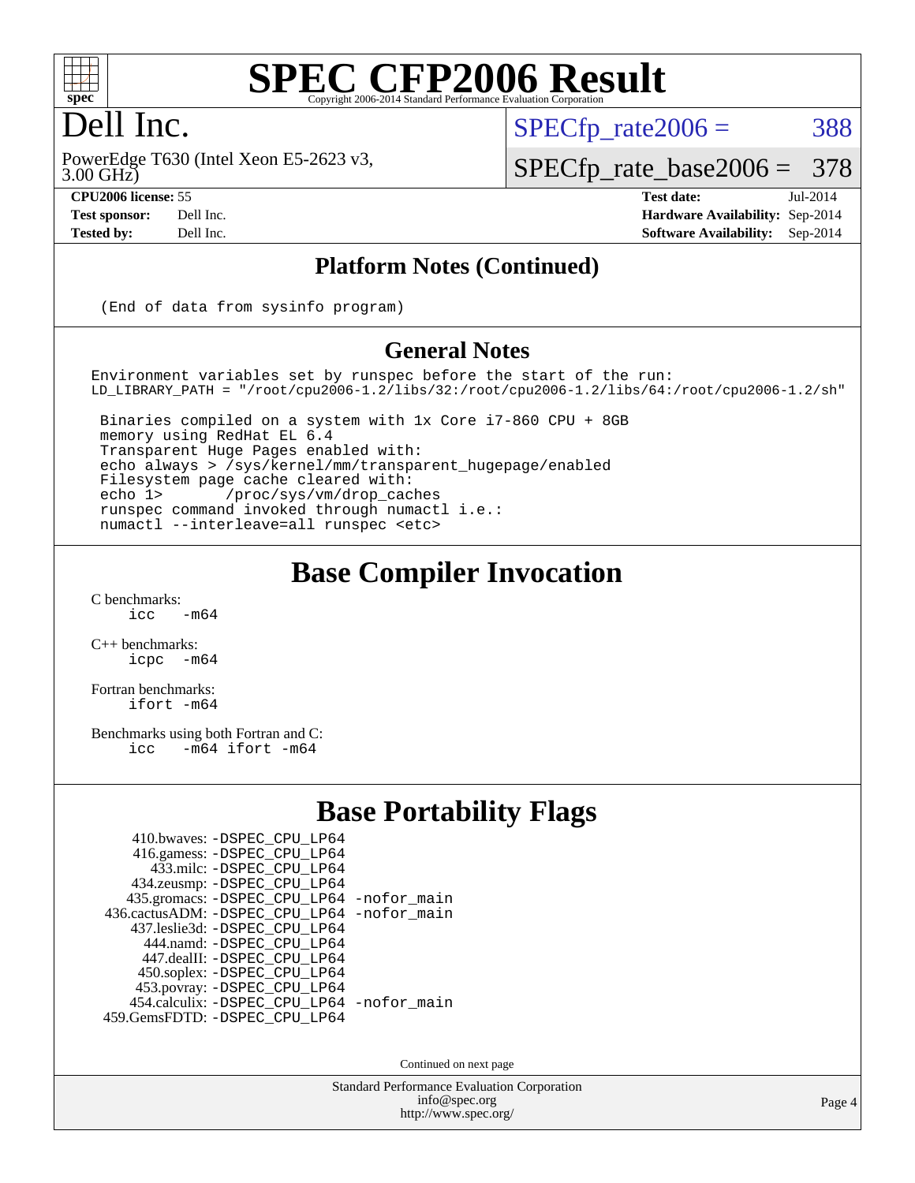# SPEC CFP2006 Result

Copyright 2006-2014 Standard Performance Evaluation Corporation

## Dell Inc.

PowerEdge T630 (Intel Xeon E5-2623 v3, 3.00 GHz)

SPECfp_rate2006 = 388

SPECfp_rate_base2006 = 378

| | | | |
|---|---|---|---|
| **CPU2006 license:** 55 | | **Test date:** | Jul-2014 |
| **Test sponsor:** | Dell Inc. | **Hardware Availability:** | Sep-2014 |
| **Tested by:** | Dell Inc. | **Software Availability:** | Sep-2014 |

## Platform Notes (Continued)

```
(End of data from sysinfo program)
```

## General Notes

```
Environment variables set by runspec before the start of the run:
LD_LIBRARY_PATH = "/root/cpu2006-1.2/libs/32:/root/cpu2006-1.2/libs/64:/root/cpu2006-1.2/sh"

 Binaries compiled on a system with 1x Core i7-860 CPU + 8GB
 memory using RedHat EL 6.4
 Transparent Huge Pages enabled with:
 echo always > /sys/kernel/mm/transparent_hugepage/enabled
 Filesystem page cache cleared with:
 echo 1>       /proc/sys/vm/drop_caches
 runspec command invoked through numactl i.e.:
 numactl --interleave=all runspec <etc>
```

## Base Compiler Invocation

C benchmarks:
 icc -m64

C++ benchmarks:
 icpc -m64

Fortran benchmarks:
 ifort -m64

Benchmarks using both Fortran and C:
 icc -m64 ifort -m64

## Base Portability Flags

```
     410.bwaves: -DSPEC_CPU_LP64
     416.gamess: -DSPEC_CPU_LP64
       433.milc: -DSPEC_CPU_LP64
     434.zeusmp: -DSPEC_CPU_LP64
    435.gromacs: -DSPEC_CPU_LP64 -nofor_main
 436.cactusADM: -DSPEC_CPU_LP64 -nofor_main
    437.leslie3d: -DSPEC_CPU_LP64
      444.namd: -DSPEC_CPU_LP64
     447.dealII: -DSPEC_CPU_LP64
     450.soplex: -DSPEC_CPU_LP64
     453.povray: -DSPEC_CPU_LP64
   454.calculix: -DSPEC_CPU_LP64 -nofor_main
 459.GemsFDTD: -DSPEC_CPU_LP64
```

Continued on next page

Standard Performance Evaluation Corporation
info@spec.org
http://www.spec.org/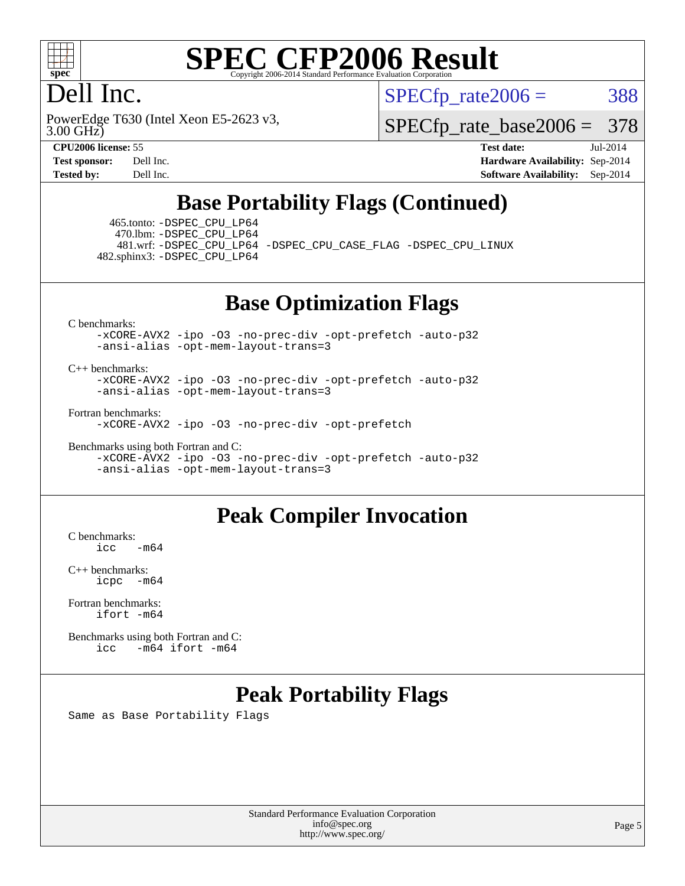# SPEC CFP2006 Result

Copyright 2006-2014 Standard Performance Evaluation Corporation

## Dell Inc.

PowerEdge T630 (Intel Xeon E5-2623 v3, 3.00 GHz)

SPECfp_rate2006 = 388

SPECfp_rate_base2006 = 378

| | | | |
|---|---|---|---|
| **CPU2006 license:** 55 | | **Test date:** | Jul-2014 |
| **Test sponsor:** | Dell Inc. | **Hardware Availability:** | Sep-2014 |
| **Tested by:** | Dell Inc. | **Software Availability:** | Sep-2014 |

## Base Portability Flags (Continued)

465.tonto: -DSPEC_CPU_LP64
470.lbm: -DSPEC_CPU_LP64
481.wrf: -DSPEC_CPU_LP64 -DSPEC_CPU_CASE_FLAG -DSPEC_CPU_LINUX
482.sphinx3: -DSPEC_CPU_LP64

## Base Optimization Flags

C benchmarks:
-xCORE-AVX2 -ipo -O3 -no-prec-div -opt-prefetch -auto-p32 -ansi-alias -opt-mem-layout-trans=3

C++ benchmarks:
-xCORE-AVX2 -ipo -O3 -no-prec-div -opt-prefetch -auto-p32 -ansi-alias -opt-mem-layout-trans=3

Fortran benchmarks:
-xCORE-AVX2 -ipo -O3 -no-prec-div -opt-prefetch

Benchmarks using both Fortran and C:
-xCORE-AVX2 -ipo -O3 -no-prec-div -opt-prefetch -auto-p32 -ansi-alias -opt-mem-layout-trans=3

## Peak Compiler Invocation

C benchmarks:
icc -m64

C++ benchmarks:
icpc -m64

Fortran benchmarks:
ifort -m64

Benchmarks using both Fortran and C:
icc -m64 ifort -m64

## Peak Portability Flags

Same as Base Portability Flags

Standard Performance Evaluation Corporation
info@spec.org
http://www.spec.org/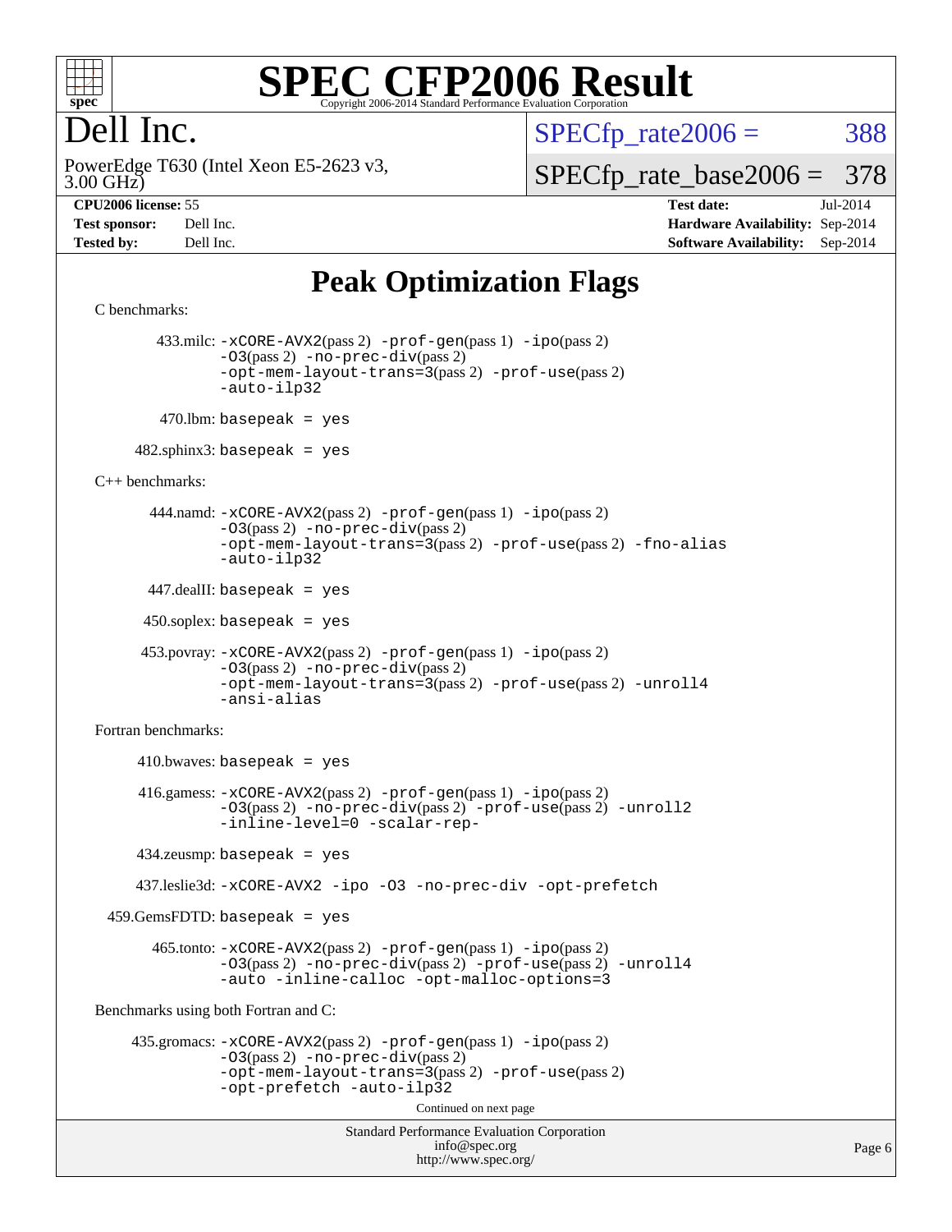# SPEC CFP2006 Result

Copyright 2006-2014 Standard Performance Evaluation Corporation

# Dell Inc.

PowerEdge T630 (Intel Xeon E5-2623 v3, 3.00 GHz)

SPECfp_rate2006 = 388

SPECfp_rate_base2006 = 378

| | | | |
|---|---|---|---|
| **CPU2006 license:** 55 | | **Test date:** | Jul-2014 |
| **Test sponsor:** | Dell Inc. | **Hardware Availability:** | Sep-2014 |
| **Tested by:** | Dell Inc. | **Software Availability:** | Sep-2014 |

## Peak Optimization Flags

C benchmarks:

433.milc: -xCORE-AVX2(pass 2) -prof-gen(pass 1) -ipo(pass 2) -O3(pass 2) -no-prec-div(pass 2) -opt-mem-layout-trans=3(pass 2) -prof-use(pass 2) -auto-ilp32

470.lbm: basepeak = yes

482.sphinx3: basepeak = yes

C++ benchmarks:

444.namd: -xCORE-AVX2(pass 2) -prof-gen(pass 1) -ipo(pass 2) -O3(pass 2) -no-prec-div(pass 2) -opt-mem-layout-trans=3(pass 2) -prof-use(pass 2) -fno-alias -auto-ilp32

447.dealII: basepeak = yes

450.soplex: basepeak = yes

453.povray: -xCORE-AVX2(pass 2) -prof-gen(pass 1) -ipo(pass 2) -O3(pass 2) -no-prec-div(pass 2) -opt-mem-layout-trans=3(pass 2) -prof-use(pass 2) -unroll4 -ansi-alias

Fortran benchmarks:

410.bwaves: basepeak = yes

416.gamess: -xCORE-AVX2(pass 2) -prof-gen(pass 1) -ipo(pass 2) -O3(pass 2) -no-prec-div(pass 2) -prof-use(pass 2) -unroll2 -inline-level=0 -scalar-rep-

434.zeusmp: basepeak = yes

437.leslie3d: -xCORE-AVX2 -ipo -O3 -no-prec-div -opt-prefetch

459.GemsFDTD: basepeak = yes

465.tonto: -xCORE-AVX2(pass 2) -prof-gen(pass 1) -ipo(pass 2) -O3(pass 2) -no-prec-div(pass 2) -prof-use(pass 2) -unroll4 -auto -inline-calloc -opt-malloc-options=3

Benchmarks using both Fortran and C:

435.gromacs: -xCORE-AVX2(pass 2) -prof-gen(pass 1) -ipo(pass 2) -O3(pass 2) -no-prec-div(pass 2) -opt-mem-layout-trans=3(pass 2) -prof-use(pass 2) -opt-prefetch -auto-ilp32

Continued on next page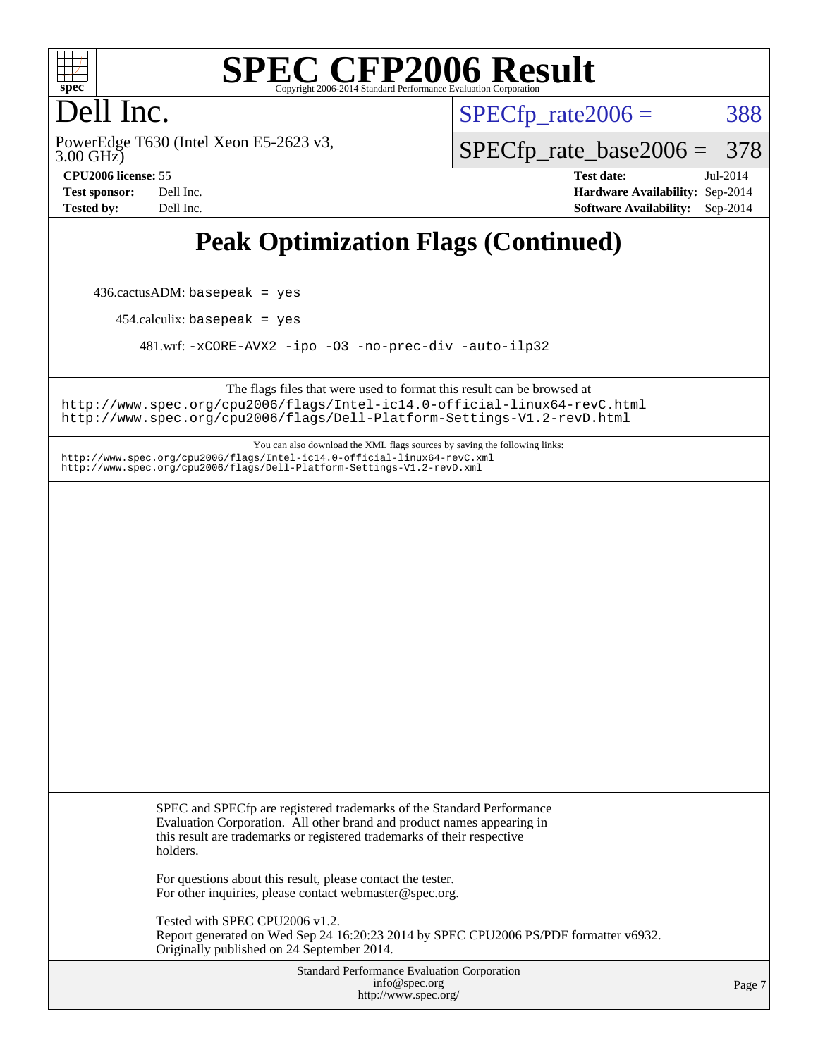# Peak Optimization Flags (Continued)

436.cactusADM: `basepeak = yes`

454.calculix: `basepeak = yes`

481.wrf: `-xCORE-AVX2 -ipo -O3 -no-prec-div -auto-ilp32`

The flags files that were used to format this result can be browsed at
http://www.spec.org/cpu2006/flags/Intel-ic14.0-official-linux64-revC.html
http://www.spec.org/cpu2006/flags/Dell-Platform-Settings-V1.2-revD.html

You can also download the XML flags sources by saving the following links:
http://www.spec.org/cpu2006/flags/Intel-ic14.0-official-linux64-revC.xml
http://www.spec.org/cpu2006/flags/Dell-Platform-Settings-V1.2-revD.xml

SPEC and SPECfp are registered trademarks of the Standard Performance Evaluation Corporation. All other brand and product names appearing in this result are trademarks or registered trademarks of their respective holders.

For questions about this result, please contact the tester.
For other inquiries, please contact webmaster@spec.org.

Tested with SPEC CPU2006 v1.2.
Report generated on Wed Sep 24 16:20:23 2014 by SPEC CPU2006 PS/PDF formatter v6932.
Originally published on 24 September 2014.